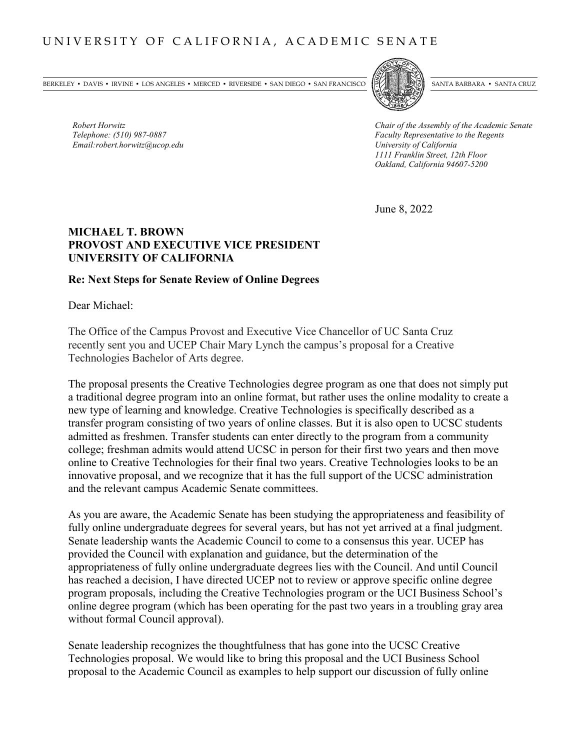# UNIVERSITY OF CALIFORNIA, ACADEMIC SENATE

BERKELEY • DAVIS • IRVINE • LOS ANGELES • MERCED • RIVERSIDE • SAN DIEGO • SAN FRANCISCO SANTA BARBARA • SANTA CRUZ

*Robert Horwitz*
*Telephone: (510) 987-0887*
*Email:robert.horwitz@ucop.edu*

*Chair of the Assembly of the Academic Senate*
*Faculty Representative to the Regents*
*University of California*
*1111 Franklin Street, 12th Floor*
*Oakland, California 94607-5200*

June 8, 2022

**MICHAEL T. BROWN**
**PROVOST AND EXECUTIVE VICE PRESIDENT**
**UNIVERSITY OF CALIFORNIA**

**Re: Next Steps for Senate Review of Online Degrees**

Dear Michael:

The Office of the Campus Provost and Executive Vice Chancellor of UC Santa Cruz recently sent you and UCEP Chair Mary Lynch the campus's proposal for a Creative Technologies Bachelor of Arts degree.

The proposal presents the Creative Technologies degree program as one that does not simply put a traditional degree program into an online format, but rather uses the online modality to create a new type of learning and knowledge. Creative Technologies is specifically described as a transfer program consisting of two years of online classes. But it is also open to UCSC students admitted as freshmen. Transfer students can enter directly to the program from a community college; freshman admits would attend UCSC in person for their first two years and then move online to Creative Technologies for their final two years. Creative Technologies looks to be an innovative proposal, and we recognize that it has the full support of the UCSC administration and the relevant campus Academic Senate committees.

As you are aware, the Academic Senate has been studying the appropriateness and feasibility of fully online undergraduate degrees for several years, but has not yet arrived at a final judgment. Senate leadership wants the Academic Council to come to a consensus this year. UCEP has provided the Council with explanation and guidance, but the determination of the appropriateness of fully online undergraduate degrees lies with the Council. And until Council has reached a decision, I have directed UCEP not to review or approve specific online degree program proposals, including the Creative Technologies program or the UCI Business School's online degree program (which has been operating for the past two years in a troubling gray area without formal Council approval).

Senate leadership recognizes the thoughtfulness that has gone into the UCSC Creative Technologies proposal. We would like to bring this proposal and the UCI Business School proposal to the Academic Council as examples to help support our discussion of fully online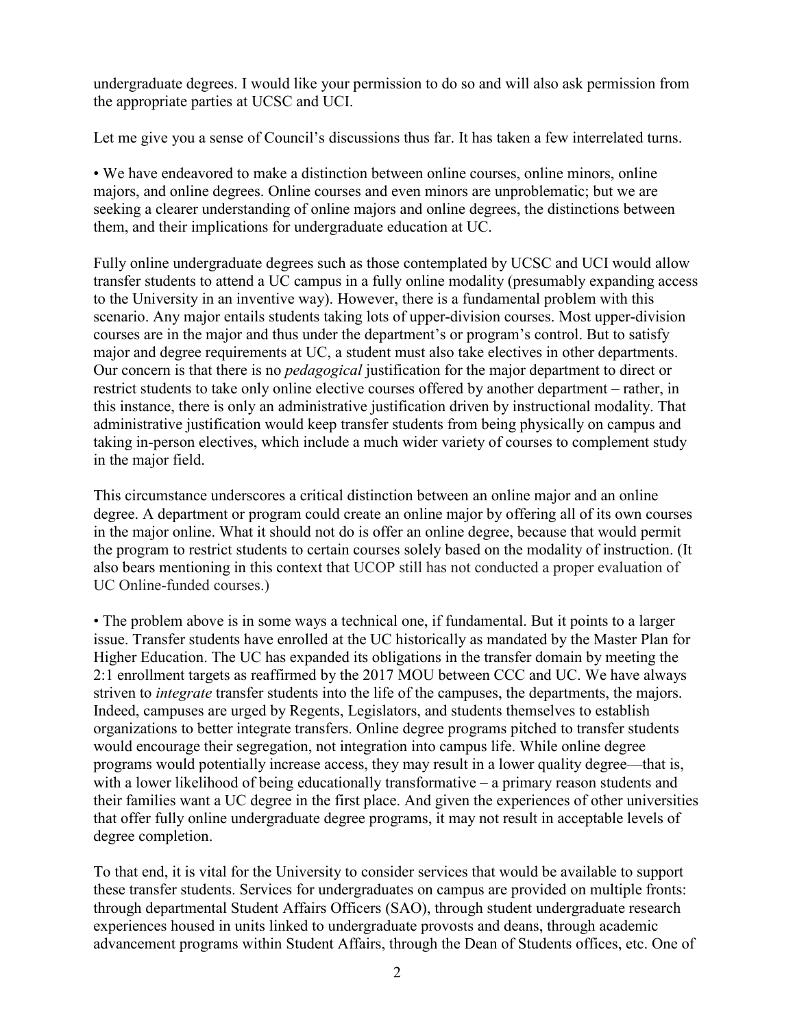undergraduate degrees. I would like your permission to do so and will also ask permission from the appropriate parties at UCSC and UCI.

Let me give you a sense of Council's discussions thus far. It has taken a few interrelated turns.

• We have endeavored to make a distinction between online courses, online minors, online majors, and online degrees. Online courses and even minors are unproblematic; but we are seeking a clearer understanding of online majors and online degrees, the distinctions between them, and their implications for undergraduate education at UC.

Fully online undergraduate degrees such as those contemplated by UCSC and UCI would allow transfer students to attend a UC campus in a fully online modality (presumably expanding access to the University in an inventive way). However, there is a fundamental problem with this scenario. Any major entails students taking lots of upper-division courses. Most upper-division courses are in the major and thus under the department's or program's control. But to satisfy major and degree requirements at UC, a student must also take electives in other departments. Our concern is that there is no *pedagogical* justification for the major department to direct or restrict students to take only online elective courses offered by another department – rather, in this instance, there is only an administrative justification driven by instructional modality. That administrative justification would keep transfer students from being physically on campus and taking in-person electives, which include a much wider variety of courses to complement study in the major field.

This circumstance underscores a critical distinction between an online major and an online degree. A department or program could create an online major by offering all of its own courses in the major online. What it should not do is offer an online degree, because that would permit the program to restrict students to certain courses solely based on the modality of instruction. (It also bears mentioning in this context that UCOP still has not conducted a proper evaluation of UC Online-funded courses.)

• The problem above is in some ways a technical one, if fundamental. But it points to a larger issue. Transfer students have enrolled at the UC historically as mandated by the Master Plan for Higher Education. The UC has expanded its obligations in the transfer domain by meeting the 2:1 enrollment targets as reaffirmed by the 2017 MOU between CCC and UC. We have always striven to *integrate* transfer students into the life of the campuses, the departments, the majors. Indeed, campuses are urged by Regents, Legislators, and students themselves to establish organizations to better integrate transfers. Online degree programs pitched to transfer students would encourage their segregation, not integration into campus life. While online degree programs would potentially increase access, they may result in a lower quality degree—that is, with a lower likelihood of being educationally transformative – a primary reason students and their families want a UC degree in the first place. And given the experiences of other universities that offer fully online undergraduate degree programs, it may not result in acceptable levels of degree completion.

To that end, it is vital for the University to consider services that would be available to support these transfer students. Services for undergraduates on campus are provided on multiple fronts: through departmental Student Affairs Officers (SAO), through student undergraduate research experiences housed in units linked to undergraduate provosts and deans, through academic advancement programs within Student Affairs, through the Dean of Students offices, etc. One of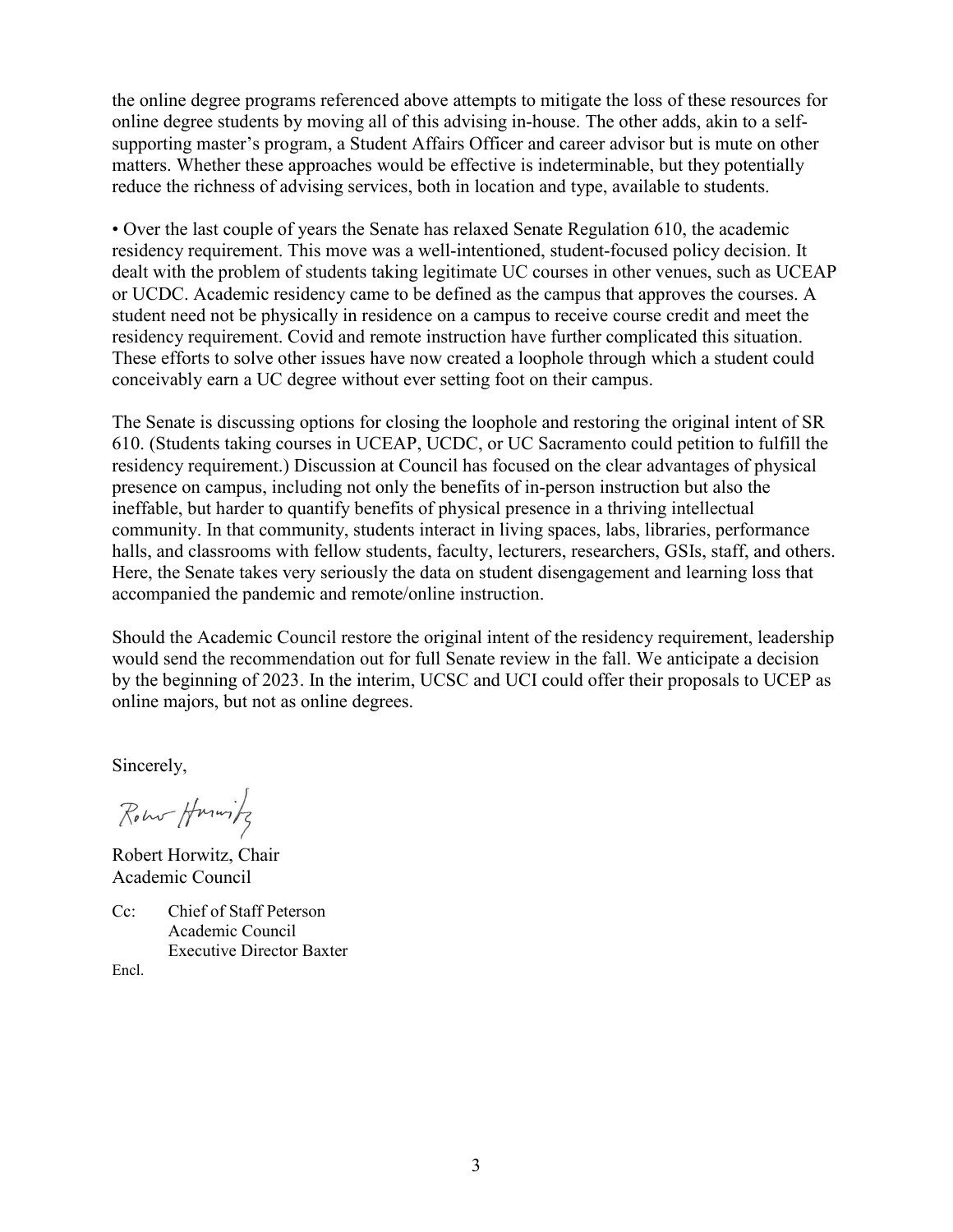the online degree programs referenced above attempts to mitigate the loss of these resources for online degree students by moving all of this advising in-house. The other adds, akin to a self-supporting master's program, a Student Affairs Officer and career advisor but is mute on other matters. Whether these approaches would be effective is indeterminable, but they potentially reduce the richness of advising services, both in location and type, available to students.

• Over the last couple of years the Senate has relaxed Senate Regulation 610, the academic residency requirement. This move was a well-intentioned, student-focused policy decision. It dealt with the problem of students taking legitimate UC courses in other venues, such as UCEAP or UCDC. Academic residency came to be defined as the campus that approves the courses. A student need not be physically in residence on a campus to receive course credit and meet the residency requirement. Covid and remote instruction have further complicated this situation. These efforts to solve other issues have now created a loophole through which a student could conceivably earn a UC degree without ever setting foot on their campus.

The Senate is discussing options for closing the loophole and restoring the original intent of SR 610. (Students taking courses in UCEAP, UCDC, or UC Sacramento could petition to fulfill the residency requirement.) Discussion at Council has focused on the clear advantages of physical presence on campus, including not only the benefits of in-person instruction but also the ineffable, but harder to quantify benefits of physical presence in a thriving intellectual community. In that community, students interact in living spaces, labs, libraries, performance halls, and classrooms with fellow students, faculty, lecturers, researchers, GSIs, staff, and others. Here, the Senate takes very seriously the data on student disengagement and learning loss that accompanied the pandemic and remote/online instruction.

Should the Academic Council restore the original intent of the residency requirement, leadership would send the recommendation out for full Senate review in the fall. We anticipate a decision by the beginning of 2023. In the interim, UCSC and UCI could offer their proposals to UCEP as online majors, but not as online degrees.

Sincerely,

Robert Horwitz, Chair
Academic Council

Cc: Chief of Staff Peterson
Academic Council
Executive Director Baxter

Encl.